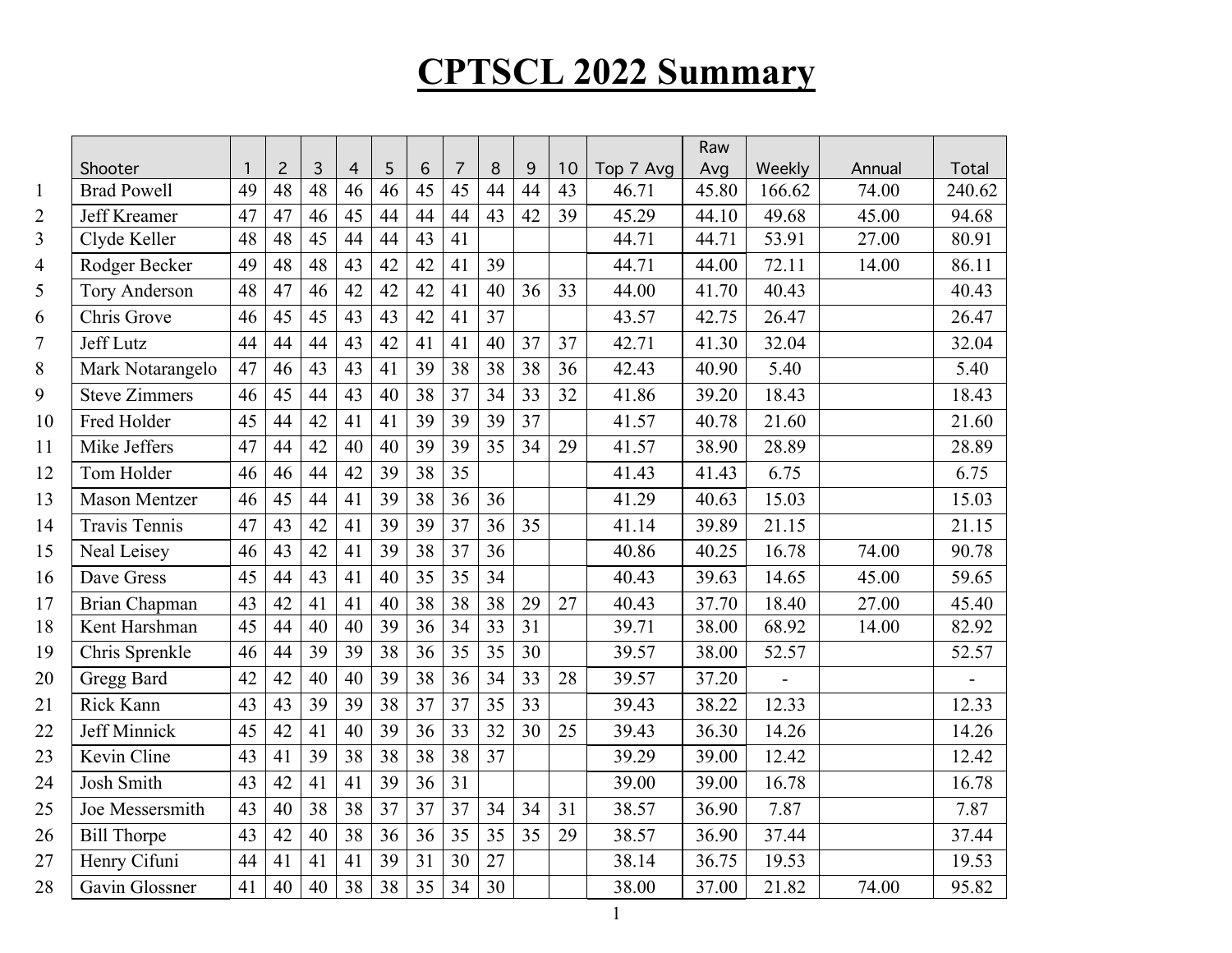# CPTSCL 2022 Summary

| | Shooter | 1 | 2 | 3 | 4 | 5 | 6 | 7 | 8 | 9 | 10 | Top 7 Avg | Raw Avg | Weekly | Annual | Total |
|---|---|---|---|---|---|---|---|---|---|---|---|---|---|---|---|---|
| 1 | Brad Powell | 49 | 48 | 48 | 46 | 46 | 45 | 45 | 44 | 44 | 43 | 46.71 | 45.80 | 166.62 | 74.00 | 240.62 |
| 2 | Jeff Kreamer | 47 | 47 | 46 | 45 | 44 | 44 | 44 | 43 | 42 | 39 | 45.29 | 44.10 | 49.68 | 45.00 | 94.68 |
| 3 | Clyde Keller | 48 | 48 | 45 | 44 | 44 | 43 | 41 | | | | 44.71 | 44.71 | 53.91 | 27.00 | 80.91 |
| 4 | Rodger Becker | 49 | 48 | 48 | 43 | 42 | 42 | 41 | 39 | | | 44.71 | 44.00 | 72.11 | 14.00 | 86.11 |
| 5 | Tory Anderson | 48 | 47 | 46 | 42 | 42 | 42 | 41 | 40 | 36 | 33 | 44.00 | 41.70 | 40.43 | | 40.43 |
| 6 | Chris Grove | 46 | 45 | 45 | 43 | 43 | 42 | 41 | 37 | | | 43.57 | 42.75 | 26.47 | | 26.47 |
| 7 | Jeff Lutz | 44 | 44 | 44 | 43 | 42 | 41 | 41 | 40 | 37 | 37 | 42.71 | 41.30 | 32.04 | | 32.04 |
| 8 | Mark Notarangelo | 47 | 46 | 43 | 43 | 41 | 39 | 38 | 38 | 38 | 36 | 42.43 | 40.90 | 5.40 | | 5.40 |
| 9 | Steve Zimmers | 46 | 45 | 44 | 43 | 40 | 38 | 37 | 34 | 33 | 32 | 41.86 | 39.20 | 18.43 | | 18.43 |
| 10 | Fred Holder | 45 | 44 | 42 | 41 | 41 | 39 | 39 | 39 | 37 | | 41.57 | 40.78 | 21.60 | | 21.60 |
| 11 | Mike Jeffers | 47 | 44 | 42 | 40 | 40 | 39 | 39 | 35 | 34 | 29 | 41.57 | 38.90 | 28.89 | | 28.89 |
| 12 | Tom Holder | 46 | 46 | 44 | 42 | 39 | 38 | 35 | | | | 41.43 | 41.43 | 6.75 | | 6.75 |
| 13 | Mason Mentzer | 46 | 45 | 44 | 41 | 39 | 38 | 36 | 36 | | | 41.29 | 40.63 | 15.03 | | 15.03 |
| 14 | Travis Tennis | 47 | 43 | 42 | 41 | 39 | 39 | 37 | 36 | 35 | | 41.14 | 39.89 | 21.15 | | 21.15 |
| 15 | Neal Leisey | 46 | 43 | 42 | 41 | 39 | 38 | 37 | 36 | | | 40.86 | 40.25 | 16.78 | 74.00 | 90.78 |
| 16 | Dave Gress | 45 | 44 | 43 | 41 | 40 | 35 | 35 | 34 | | | 40.43 | 39.63 | 14.65 | 45.00 | 59.65 |
| 17 | Brian Chapman | 43 | 42 | 41 | 41 | 40 | 38 | 38 | 38 | 29 | 27 | 40.43 | 37.70 | 18.40 | 27.00 | 45.40 |
| 18 | Kent Harshman | 45 | 44 | 40 | 40 | 39 | 36 | 34 | 33 | 31 | | 39.71 | 38.00 | 68.92 | 14.00 | 82.92 |
| 19 | Chris Sprenkle | 46 | 44 | 39 | 39 | 38 | 36 | 35 | 35 | 30 | | 39.57 | 38.00 | 52.57 | | 52.57 |
| 20 | Gregg Bard | 42 | 42 | 40 | 40 | 39 | 38 | 36 | 34 | 33 | 28 | 39.57 | 37.20 | - | | - |
| 21 | Rick Kann | 43 | 43 | 39 | 39 | 38 | 37 | 37 | 35 | 33 | | 39.43 | 38.22 | 12.33 | | 12.33 |
| 22 | Jeff Minnick | 45 | 42 | 41 | 40 | 39 | 36 | 33 | 32 | 30 | 25 | 39.43 | 36.30 | 14.26 | | 14.26 |
| 23 | Kevin Cline | 43 | 41 | 39 | 38 | 38 | 38 | 38 | 37 | | | 39.29 | 39.00 | 12.42 | | 12.42 |
| 24 | Josh Smith | 43 | 42 | 41 | 41 | 39 | 36 | 31 | | | | 39.00 | 39.00 | 16.78 | | 16.78 |
| 25 | Joe Messersmith | 43 | 40 | 38 | 38 | 37 | 37 | 37 | 34 | 34 | 31 | 38.57 | 36.90 | 7.87 | | 7.87 |
| 26 | Bill Thorpe | 43 | 42 | 40 | 38 | 36 | 36 | 35 | 35 | 35 | 29 | 38.57 | 36.90 | 37.44 | | 37.44 |
| 27 | Henry Cifuni | 44 | 41 | 41 | 41 | 39 | 31 | 30 | 27 | | | 38.14 | 36.75 | 19.53 | | 19.53 |
| 28 | Gavin Glossner | 41 | 40 | 40 | 38 | 38 | 35 | 34 | 30 | | | 38.00 | 37.00 | 21.82 | 74.00 | 95.82 |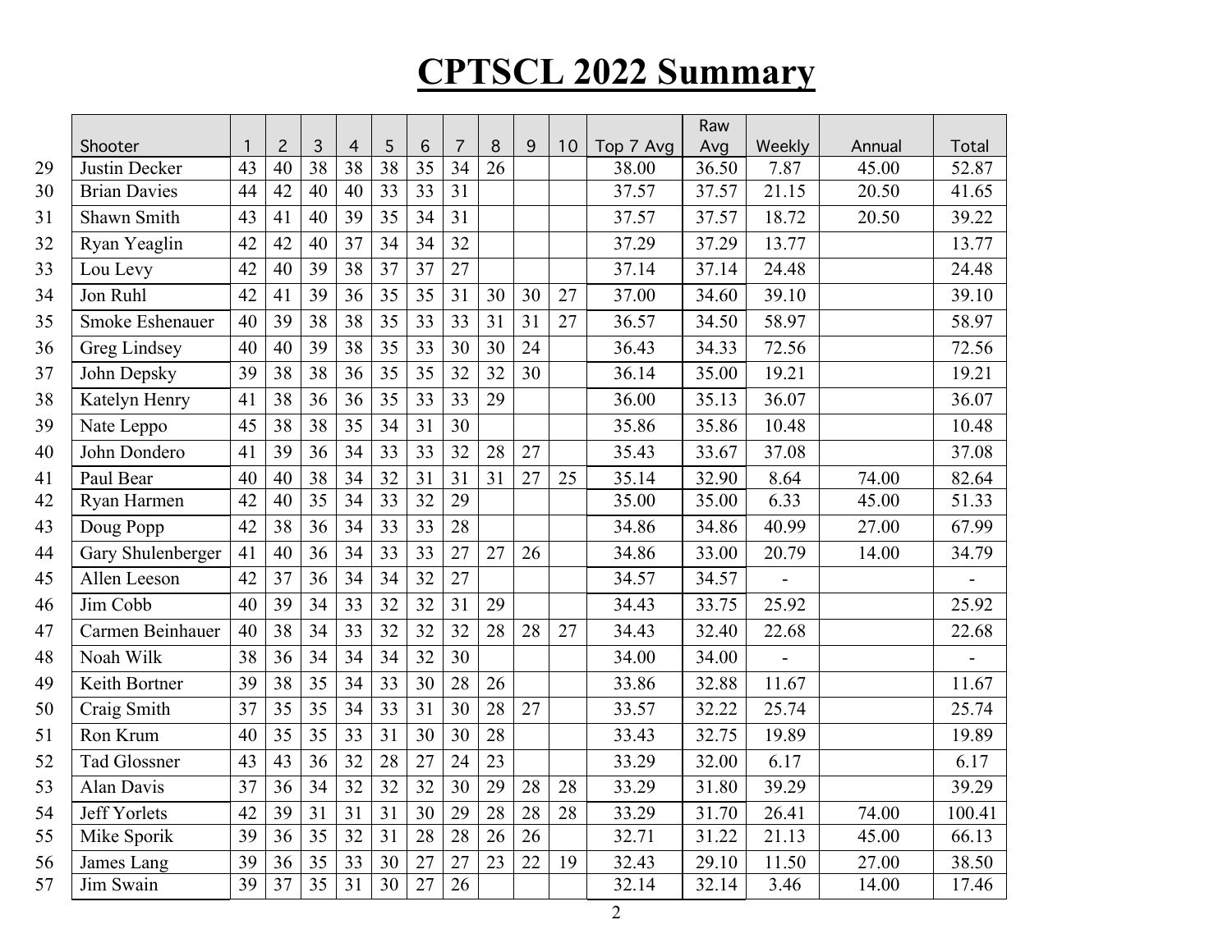# CPTSCL 2022 Summary

| | Shooter | 1 | 2 | 3 | 4 | 5 | 6 | 7 | 8 | 9 | 10 | Top 7 Avg | Raw Avg | Weekly | Annual | Total |
|---|---|---|---|---|---|---|---|---|---|---|---|---|---|---|---|---|
| 29 | Justin Decker | 43 | 40 | 38 | 38 | 38 | 35 | 34 | 26 | | | 38.00 | 36.50 | 7.87 | 45.00 | 52.87 |
| 30 | Brian Davies | 44 | 42 | 40 | 40 | 33 | 33 | 31 | | | | 37.57 | 37.57 | 21.15 | 20.50 | 41.65 |
| 31 | Shawn Smith | 43 | 41 | 40 | 39 | 35 | 34 | 31 | | | | 37.57 | 37.57 | 18.72 | 20.50 | 39.22 |
| 32 | Ryan Yeaglin | 42 | 42 | 40 | 37 | 34 | 34 | 32 | | | | 37.29 | 37.29 | 13.77 | | 13.77 |
| 33 | Lou Levy | 42 | 40 | 39 | 38 | 37 | 37 | 27 | | | | 37.14 | 37.14 | 24.48 | | 24.48 |
| 34 | Jon Ruhl | 42 | 41 | 39 | 36 | 35 | 35 | 31 | 30 | 30 | 27 | 37.00 | 34.60 | 39.10 | | 39.10 |
| 35 | Smoke Eshenauer | 40 | 39 | 38 | 38 | 35 | 33 | 33 | 31 | 31 | 27 | 36.57 | 34.50 | 58.97 | | 58.97 |
| 36 | Greg Lindsey | 40 | 40 | 39 | 38 | 35 | 33 | 30 | 30 | 24 | | 36.43 | 34.33 | 72.56 | | 72.56 |
| 37 | John Depsky | 39 | 38 | 38 | 36 | 35 | 35 | 32 | 32 | 30 | | 36.14 | 35.00 | 19.21 | | 19.21 |
| 38 | Katelyn Henry | 41 | 38 | 36 | 36 | 35 | 33 | 33 | 29 | | | 36.00 | 35.13 | 36.07 | | 36.07 |
| 39 | Nate Leppo | 45 | 38 | 38 | 35 | 34 | 31 | 30 | | | | 35.86 | 35.86 | 10.48 | | 10.48 |
| 40 | John Dondero | 41 | 39 | 36 | 34 | 33 | 33 | 32 | 28 | 27 | | 35.43 | 33.67 | 37.08 | | 37.08 |
| 41 | Paul Bear | 40 | 40 | 38 | 34 | 32 | 31 | 31 | 31 | 27 | 25 | 35.14 | 32.90 | 8.64 | 74.00 | 82.64 |
| 42 | Ryan Harmen | 42 | 40 | 35 | 34 | 33 | 32 | 29 | | | | 35.00 | 35.00 | 6.33 | 45.00 | 51.33 |
| 43 | Doug Popp | 42 | 38 | 36 | 34 | 33 | 33 | 28 | | | | 34.86 | 34.86 | 40.99 | 27.00 | 67.99 |
| 44 | Gary Shulenberger | 41 | 40 | 36 | 34 | 33 | 33 | 27 | 27 | 26 | | 34.86 | 33.00 | 20.79 | 14.00 | 34.79 |
| 45 | Allen Leeson | 42 | 37 | 36 | 34 | 34 | 32 | 27 | | | | 34.57 | 34.57 | - | | - |
| 46 | Jim Cobb | 40 | 39 | 34 | 33 | 32 | 32 | 31 | 29 | | | 34.43 | 33.75 | 25.92 | | 25.92 |
| 47 | Carmen Beinhauer | 40 | 38 | 34 | 33 | 32 | 32 | 32 | 28 | 28 | 27 | 34.43 | 32.40 | 22.68 | | 22.68 |
| 48 | Noah Wilk | 38 | 36 | 34 | 34 | 34 | 32 | 30 | | | | 34.00 | 34.00 | - | | - |
| 49 | Keith Bortner | 39 | 38 | 35 | 34 | 33 | 30 | 28 | 26 | | | 33.86 | 32.88 | 11.67 | | 11.67 |
| 50 | Craig Smith | 37 | 35 | 35 | 34 | 33 | 31 | 30 | 28 | 27 | | 33.57 | 32.22 | 25.74 | | 25.74 |
| 51 | Ron Krum | 40 | 35 | 35 | 33 | 31 | 30 | 30 | 28 | | | 33.43 | 32.75 | 19.89 | | 19.89 |
| 52 | Tad Glossner | 43 | 43 | 36 | 32 | 28 | 27 | 24 | 23 | | | 33.29 | 32.00 | 6.17 | | 6.17 |
| 53 | Alan Davis | 37 | 36 | 34 | 32 | 32 | 32 | 30 | 29 | 28 | 28 | 33.29 | 31.80 | 39.29 | | 39.29 |
| 54 | Jeff Yorlets | 42 | 39 | 31 | 31 | 31 | 30 | 29 | 28 | 28 | 28 | 33.29 | 31.70 | 26.41 | 74.00 | 100.41 |
| 55 | Mike Sporik | 39 | 36 | 35 | 32 | 31 | 28 | 28 | 26 | 26 | | 32.71 | 31.22 | 21.13 | 45.00 | 66.13 |
| 56 | James Lang | 39 | 36 | 35 | 33 | 30 | 27 | 27 | 23 | 22 | 19 | 32.43 | 29.10 | 11.50 | 27.00 | 38.50 |
| 57 | Jim Swain | 39 | 37 | 35 | 31 | 30 | 27 | 26 | | | | 32.14 | 32.14 | 3.46 | 14.00 | 17.46 |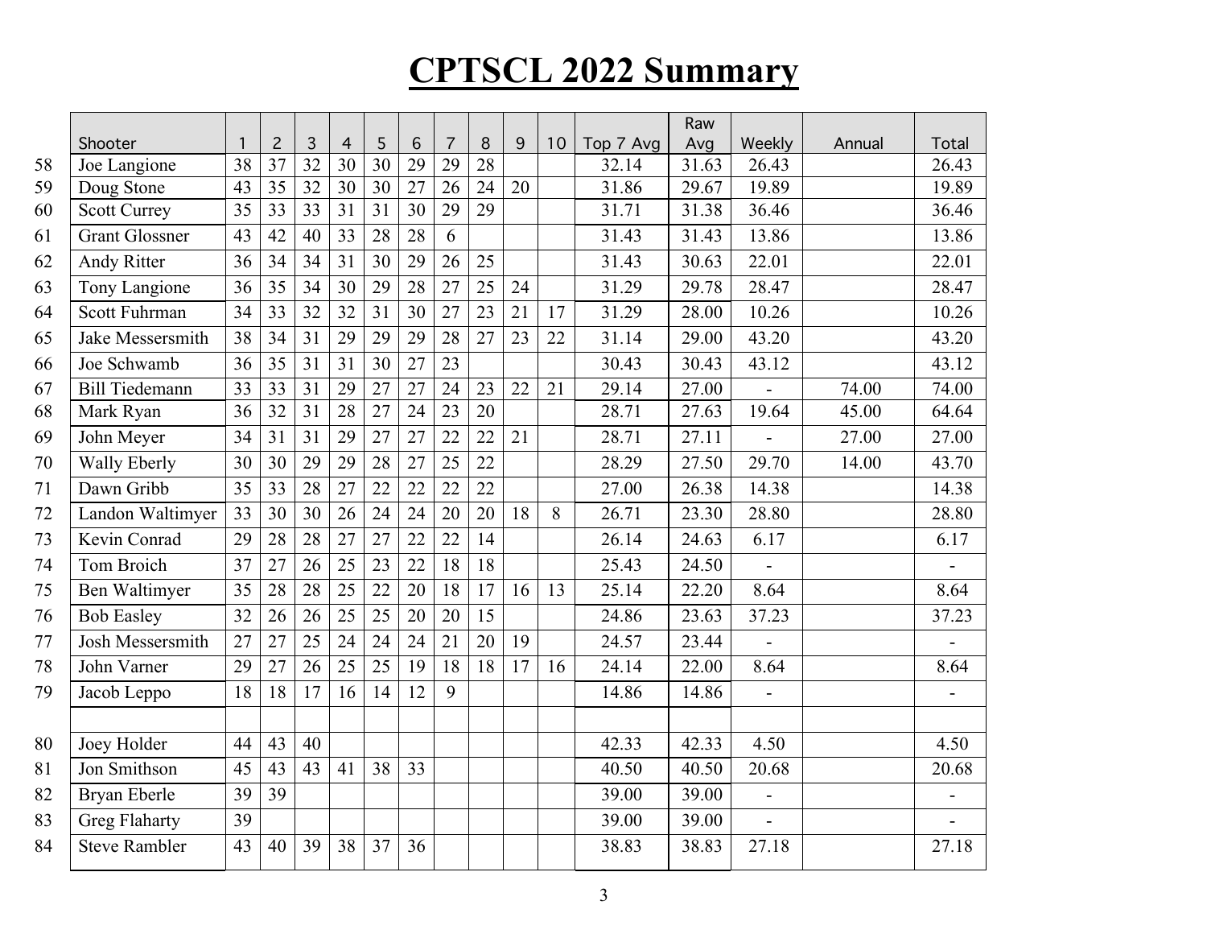# CPTSCL 2022 Summary

| | Shooter | 1 | 2 | 3 | 4 | 5 | 6 | 7 | 8 | 9 | 10 | Top 7 Avg | Raw Avg | Weekly | Annual | Total |
|---|---|---|---|---|---|---|---|---|---|---|---|---|---|---|---|---|
| 58 | Joe Langione | 38 | 37 | 32 | 30 | 30 | 29 | 29 | 28 | | | 32.14 | 31.63 | 26.43 | | 26.43 |
| 59 | Doug Stone | 43 | 35 | 32 | 30 | 30 | 27 | 26 | 24 | 20 | | 31.86 | 29.67 | 19.89 | | 19.89 |
| 60 | Scott Currey | 35 | 33 | 33 | 31 | 31 | 30 | 29 | 29 | | | 31.71 | 31.38 | 36.46 | | 36.46 |
| 61 | Grant Glossner | 43 | 42 | 40 | 33 | 28 | 28 | 6 | | | | 31.43 | 31.43 | 13.86 | | 13.86 |
| 62 | Andy Ritter | 36 | 34 | 34 | 31 | 30 | 29 | 26 | 25 | | | 31.43 | 30.63 | 22.01 | | 22.01 |
| 63 | Tony Langione | 36 | 35 | 34 | 30 | 29 | 28 | 27 | 25 | 24 | | 31.29 | 29.78 | 28.47 | | 28.47 |
| 64 | Scott Fuhrman | 34 | 33 | 32 | 32 | 31 | 30 | 27 | 23 | 21 | 17 | 31.29 | 28.00 | 10.26 | | 10.26 |
| 65 | Jake Messersmith | 38 | 34 | 31 | 29 | 29 | 29 | 28 | 27 | 23 | 22 | 31.14 | 29.00 | 43.20 | | 43.20 |
| 66 | Joe Schwamb | 36 | 35 | 31 | 31 | 30 | 27 | 23 | | | | 30.43 | 30.43 | 43.12 | | 43.12 |
| 67 | Bill Tiedemann | 33 | 33 | 31 | 29 | 27 | 27 | 24 | 23 | 22 | 21 | 29.14 | 27.00 | - | 74.00 | 74.00 |
| 68 | Mark Ryan | 36 | 32 | 31 | 28 | 27 | 24 | 23 | 20 | | | 28.71 | 27.63 | 19.64 | 45.00 | 64.64 |
| 69 | John Meyer | 34 | 31 | 31 | 29 | 27 | 27 | 22 | 22 | 21 | | 28.71 | 27.11 | - | 27.00 | 27.00 |
| 70 | Wally Eberly | 30 | 30 | 29 | 29 | 28 | 27 | 25 | 22 | | | 28.29 | 27.50 | 29.70 | 14.00 | 43.70 |
| 71 | Dawn Gribb | 35 | 33 | 28 | 27 | 22 | 22 | 22 | 22 | | | 27.00 | 26.38 | 14.38 | | 14.38 |
| 72 | Landon Waltimyer | 33 | 30 | 30 | 26 | 24 | 24 | 20 | 20 | 18 | 8 | 26.71 | 23.30 | 28.80 | | 28.80 |
| 73 | Kevin Conrad | 29 | 28 | 28 | 27 | 27 | 22 | 22 | 14 | | | 26.14 | 24.63 | 6.17 | | 6.17 |
| 74 | Tom Broich | 37 | 27 | 26 | 25 | 23 | 22 | 18 | 18 | | | 25.43 | 24.50 | - | | - |
| 75 | Ben Waltimyer | 35 | 28 | 28 | 25 | 22 | 20 | 18 | 17 | 16 | 13 | 25.14 | 22.20 | 8.64 | | 8.64 |
| 76 | Bob Easley | 32 | 26 | 26 | 25 | 25 | 20 | 20 | 15 | | | 24.86 | 23.63 | 37.23 | | 37.23 |
| 77 | Josh Messersmith | 27 | 27 | 25 | 24 | 24 | 24 | 21 | 20 | 19 | | 24.57 | 23.44 | - | | - |
| 78 | John Varner | 29 | 27 | 26 | 25 | 25 | 19 | 18 | 18 | 17 | 16 | 24.14 | 22.00 | 8.64 | | 8.64 |
| 79 | Jacob Leppo | 18 | 18 | 17 | 16 | 14 | 12 | 9 | | | | 14.86 | 14.86 | - | | - |
| | | | | | | | | | | | | | | | | |
| 80 | Joey Holder | 44 | 43 | 40 | | | | | | | | 42.33 | 42.33 | 4.50 | | 4.50 |
| 81 | Jon Smithson | 45 | 43 | 43 | 41 | 38 | 33 | | | | | 40.50 | 40.50 | 20.68 | | 20.68 |
| 82 | Bryan Eberle | 39 | 39 | | | | | | | | | 39.00 | 39.00 | - | | - |
| 83 | Greg Flaharty | 39 | | | | | | | | | | 39.00 | 39.00 | - | | - |
| 84 | Steve Rambler | 43 | 40 | 39 | 38 | 37 | 36 | | | | | 38.83 | 38.83 | 27.18 | | 27.18 |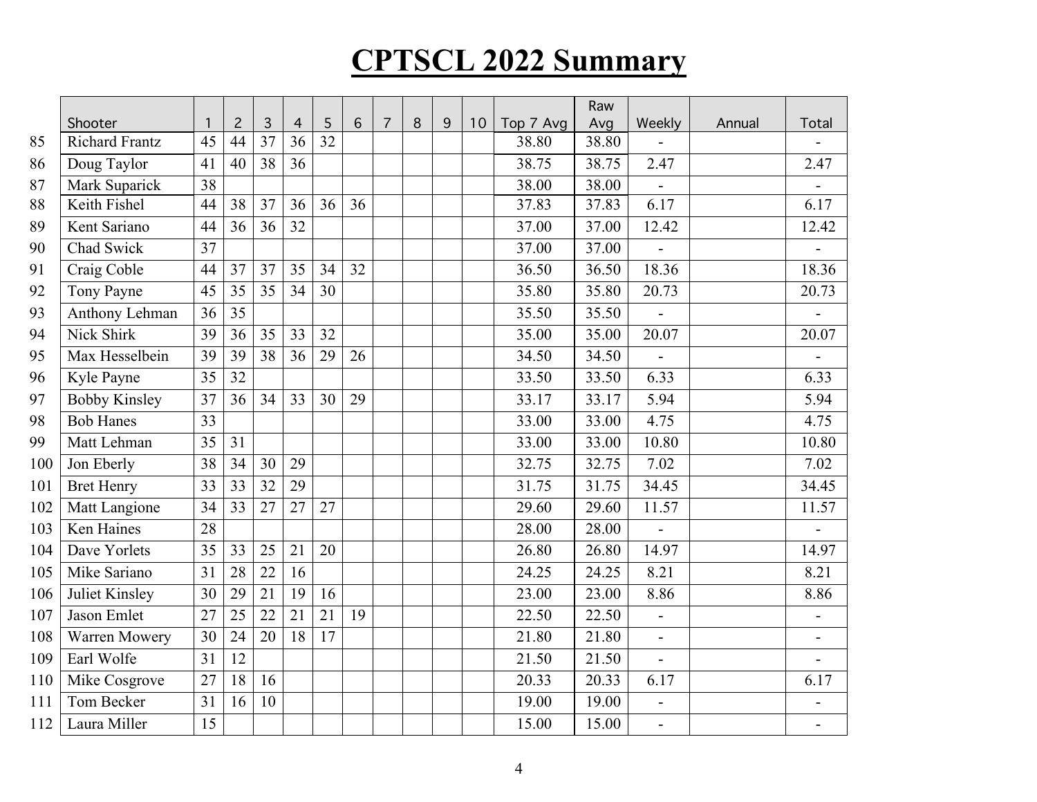# CPTSCL 2022 Summary

| | Shooter | 1 | 2 | 3 | 4 | 5 | 6 | 7 | 8 | 9 | 10 | Top 7 Avg | Raw Avg | Weekly | Annual | Total |
|---|---|---|---|---|---|---|---|---|---|---|---|---|---|---|---|---|
| 85 | Richard Frantz | 45 | 44 | 37 | 36 | 32 | | | | | | 38.80 | 38.80 | - | | - |
| 86 | Doug Taylor | 41 | 40 | 38 | 36 | | | | | | | 38.75 | 38.75 | 2.47 | | 2.47 |
| 87 | Mark Suparick | 38 | | | | | | | | | | 38.00 | 38.00 | - | | - |
| 88 | Keith Fishel | 44 | 38 | 37 | 36 | 36 | 36 | | | | | 37.83 | 37.83 | 6.17 | | 6.17 |
| 89 | Kent Sariano | 44 | 36 | 36 | 32 | | | | | | | 37.00 | 37.00 | 12.42 | | 12.42 |
| 90 | Chad Swick | 37 | | | | | | | | | | 37.00 | 37.00 | - | | - |
| 91 | Craig Coble | 44 | 37 | 37 | 35 | 34 | 32 | | | | | 36.50 | 36.50 | 18.36 | | 18.36 |
| 92 | Tony Payne | 45 | 35 | 35 | 34 | 30 | | | | | | 35.80 | 35.80 | 20.73 | | 20.73 |
| 93 | Anthony Lehman | 36 | 35 | | | | | | | | | 35.50 | 35.50 | - | | - |
| 94 | Nick Shirk | 39 | 36 | 35 | 33 | 32 | | | | | | 35.00 | 35.00 | 20.07 | | 20.07 |
| 95 | Max Hesselbein | 39 | 39 | 38 | 36 | 29 | 26 | | | | | 34.50 | 34.50 | - | | - |
| 96 | Kyle Payne | 35 | 32 | | | | | | | | | 33.50 | 33.50 | 6.33 | | 6.33 |
| 97 | Bobby Kinsley | 37 | 36 | 34 | 33 | 30 | 29 | | | | | 33.17 | 33.17 | 5.94 | | 5.94 |
| 98 | Bob Hanes | 33 | | | | | | | | | | 33.00 | 33.00 | 4.75 | | 4.75 |
| 99 | Matt Lehman | 35 | 31 | | | | | | | | | 33.00 | 33.00 | 10.80 | | 10.80 |
| 100 | Jon Eberly | 38 | 34 | 30 | 29 | | | | | | | 32.75 | 32.75 | 7.02 | | 7.02 |
| 101 | Bret Henry | 33 | 33 | 32 | 29 | | | | | | | 31.75 | 31.75 | 34.45 | | 34.45 |
| 102 | Matt Langione | 34 | 33 | 27 | 27 | 27 | | | | | | 29.60 | 29.60 | 11.57 | | 11.57 |
| 103 | Ken Haines | 28 | | | | | | | | | | 28.00 | 28.00 | - | | - |
| 104 | Dave Yorlets | 35 | 33 | 25 | 21 | 20 | | | | | | 26.80 | 26.80 | 14.97 | | 14.97 |
| 105 | Mike Sariano | 31 | 28 | 22 | 16 | | | | | | | 24.25 | 24.25 | 8.21 | | 8.21 |
| 106 | Juliet Kinsley | 30 | 29 | 21 | 19 | 16 | | | | | | 23.00 | 23.00 | 8.86 | | 8.86 |
| 107 | Jason Emlet | 27 | 25 | 22 | 21 | 21 | 19 | | | | | 22.50 | 22.50 | - | | - |
| 108 | Warren Mowery | 30 | 24 | 20 | 18 | 17 | | | | | | 21.80 | 21.80 | - | | - |
| 109 | Earl Wolfe | 31 | 12 | | | | | | | | | 21.50 | 21.50 | - | | - |
| 110 | Mike Cosgrove | 27 | 18 | 16 | | | | | | | | 20.33 | 20.33 | 6.17 | | 6.17 |
| 111 | Tom Becker | 31 | 16 | 10 | | | | | | | | 19.00 | 19.00 | - | | - |
| 112 | Laura Miller | 15 | | | | | | | | | | 15.00 | 15.00 | - | | - |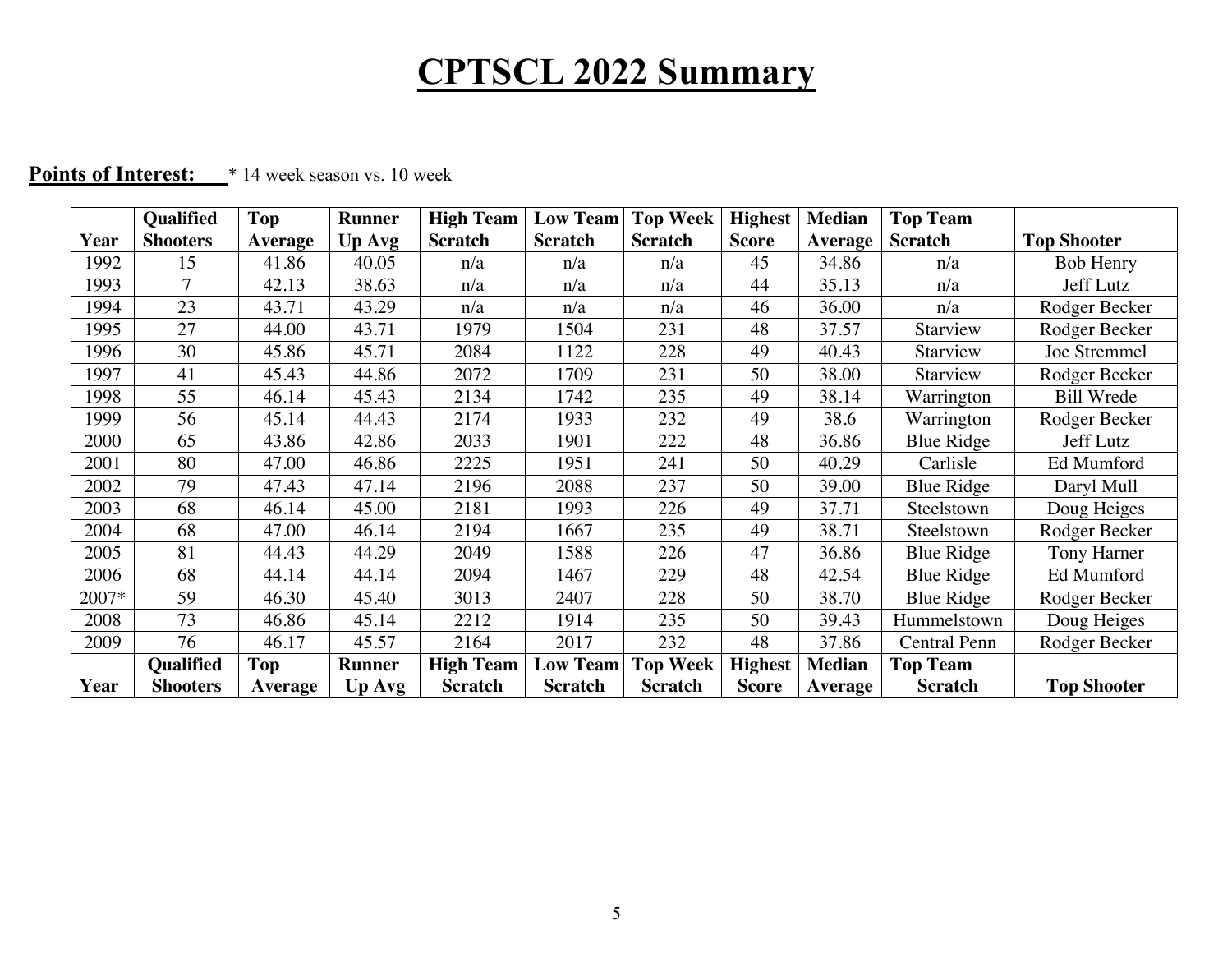# CPTSCL 2022 Summary

**Points of Interest:** * 14 week season vs. 10 week

| Year | Qualified Shooters | Top Average | Runner Up Avg | High Team Scratch | Low Team Scratch | Top Week Scratch | Highest Score | Median Average | Top Team Scratch | Top Shooter |
|---|---|---|---|---|---|---|---|---|---|---|
| 1992 | 15 | 41.86 | 40.05 | n/a | n/a | n/a | 45 | 34.86 | n/a | Bob Henry |
| 1993 | 7 | 42.13 | 38.63 | n/a | n/a | n/a | 44 | 35.13 | n/a | Jeff Lutz |
| 1994 | 23 | 43.71 | 43.29 | n/a | n/a | n/a | 46 | 36.00 | n/a | Rodger Becker |
| 1995 | 27 | 44.00 | 43.71 | 1979 | 1504 | 231 | 48 | 37.57 | Starview | Rodger Becker |
| 1996 | 30 | 45.86 | 45.71 | 2084 | 1122 | 228 | 49 | 40.43 | Starview | Joe Stremmel |
| 1997 | 41 | 45.43 | 44.86 | 2072 | 1709 | 231 | 50 | 38.00 | Starview | Rodger Becker |
| 1998 | 55 | 46.14 | 45.43 | 2134 | 1742 | 235 | 49 | 38.14 | Warrington | Bill Wrede |
| 1999 | 56 | 45.14 | 44.43 | 2174 | 1933 | 232 | 49 | 38.6 | Warrington | Rodger Becker |
| 2000 | 65 | 43.86 | 42.86 | 2033 | 1901 | 222 | 48 | 36.86 | Blue Ridge | Jeff Lutz |
| 2001 | 80 | 47.00 | 46.86 | 2225 | 1951 | 241 | 50 | 40.29 | Carlisle | Ed Mumford |
| 2002 | 79 | 47.43 | 47.14 | 2196 | 2088 | 237 | 50 | 39.00 | Blue Ridge | Daryl Mull |
| 2003 | 68 | 46.14 | 45.00 | 2181 | 1993 | 226 | 49 | 37.71 | Steelstown | Doug Heiges |
| 2004 | 68 | 47.00 | 46.14 | 2194 | 1667 | 235 | 49 | 38.71 | Steelstown | Rodger Becker |
| 2005 | 81 | 44.43 | 44.29 | 2049 | 1588 | 226 | 47 | 36.86 | Blue Ridge | Tony Harner |
| 2006 | 68 | 44.14 | 44.14 | 2094 | 1467 | 229 | 48 | 42.54 | Blue Ridge | Ed Mumford |
| 2007* | 59 | 46.30 | 45.40 | 3013 | 2407 | 228 | 50 | 38.70 | Blue Ridge | Rodger Becker |
| 2008 | 73 | 46.86 | 45.14 | 2212 | 1914 | 235 | 50 | 39.43 | Hummelstown | Doug Heiges |
| 2009 | 76 | 46.17 | 45.57 | 2164 | 2017 | 232 | 48 | 37.86 | Central Penn | Rodger Becker |
| **Year** | **Qualified Shooters** | **Top Average** | **Runner Up Avg** | **High Team Scratch** | **Low Team Scratch** | **Top Week Scratch** | **Highest Score** | **Median Average** | **Top Team Scratch** | **Top Shooter** |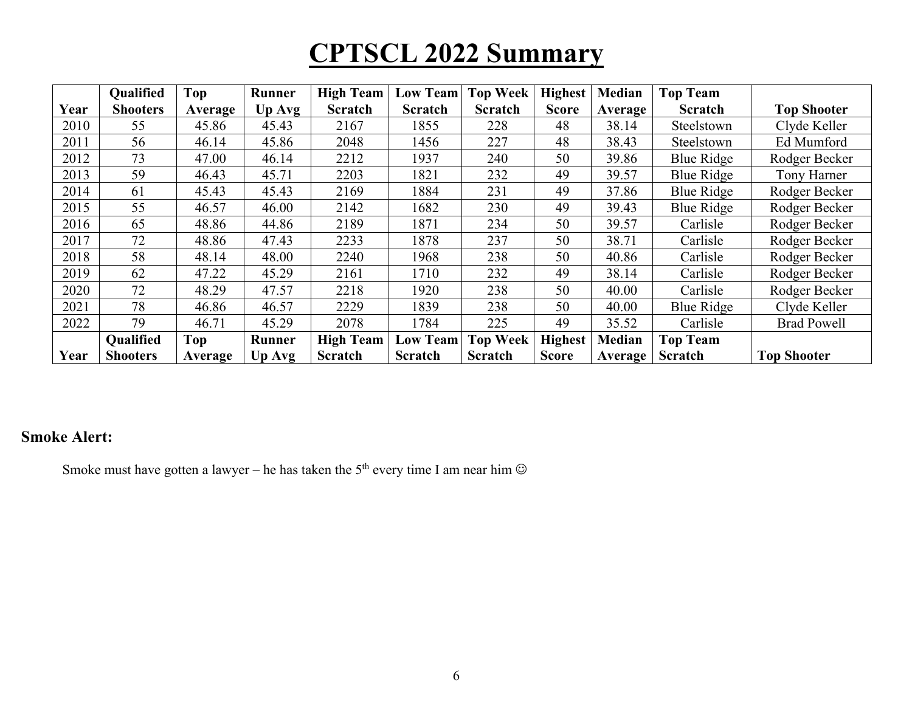# CPTSCL 2022 Summary

| Year | Qualified Shooters | Top Average | Runner Up Avg | High Team Scratch | Low Team Scratch | Top Week Scratch | Highest Score | Median Average | Top Team Scratch | Top Shooter |
|---|---|---|---|---|---|---|---|---|---|---|
| 2010 | 55 | 45.86 | 45.43 | 2167 | 1855 | 228 | 48 | 38.14 | Steelstown | Clyde Keller |
| 2011 | 56 | 46.14 | 45.86 | 2048 | 1456 | 227 | 48 | 38.43 | Steelstown | Ed Mumford |
| 2012 | 73 | 47.00 | 46.14 | 2212 | 1937 | 240 | 50 | 39.86 | Blue Ridge | Rodger Becker |
| 2013 | 59 | 46.43 | 45.71 | 2203 | 1821 | 232 | 49 | 39.57 | Blue Ridge | Tony Harner |
| 2014 | 61 | 45.43 | 45.43 | 2169 | 1884 | 231 | 49 | 37.86 | Blue Ridge | Rodger Becker |
| 2015 | 55 | 46.57 | 46.00 | 2142 | 1682 | 230 | 49 | 39.43 | Blue Ridge | Rodger Becker |
| 2016 | 65 | 48.86 | 44.86 | 2189 | 1871 | 234 | 50 | 39.57 | Carlisle | Rodger Becker |
| 2017 | 72 | 48.86 | 47.43 | 2233 | 1878 | 237 | 50 | 38.71 | Carlisle | Rodger Becker |
| 2018 | 58 | 48.14 | 48.00 | 2240 | 1968 | 238 | 50 | 40.86 | Carlisle | Rodger Becker |
| 2019 | 62 | 47.22 | 45.29 | 2161 | 1710 | 232 | 49 | 38.14 | Carlisle | Rodger Becker |
| 2020 | 72 | 48.29 | 47.57 | 2218 | 1920 | 238 | 50 | 40.00 | Carlisle | Rodger Becker |
| 2021 | 78 | 46.86 | 46.57 | 2229 | 1839 | 238 | 50 | 40.00 | Blue Ridge | Clyde Keller |
| 2022 | 79 | 46.71 | 45.29 | 2078 | 1784 | 225 | 49 | 35.52 | Carlisle | Brad Powell |
| **Year** | **Qualified Shooters** | **Top Average** | **Runner Up Avg** | **High Team Scratch** | **Low Team Scratch** | **Top Week Scratch** | **Highest Score** | **Median Average** | **Top Team Scratch** | **Top Shooter** |

**Smoke Alert:**

Smoke must have gotten a lawyer – he has taken the 5th every time I am near him ☺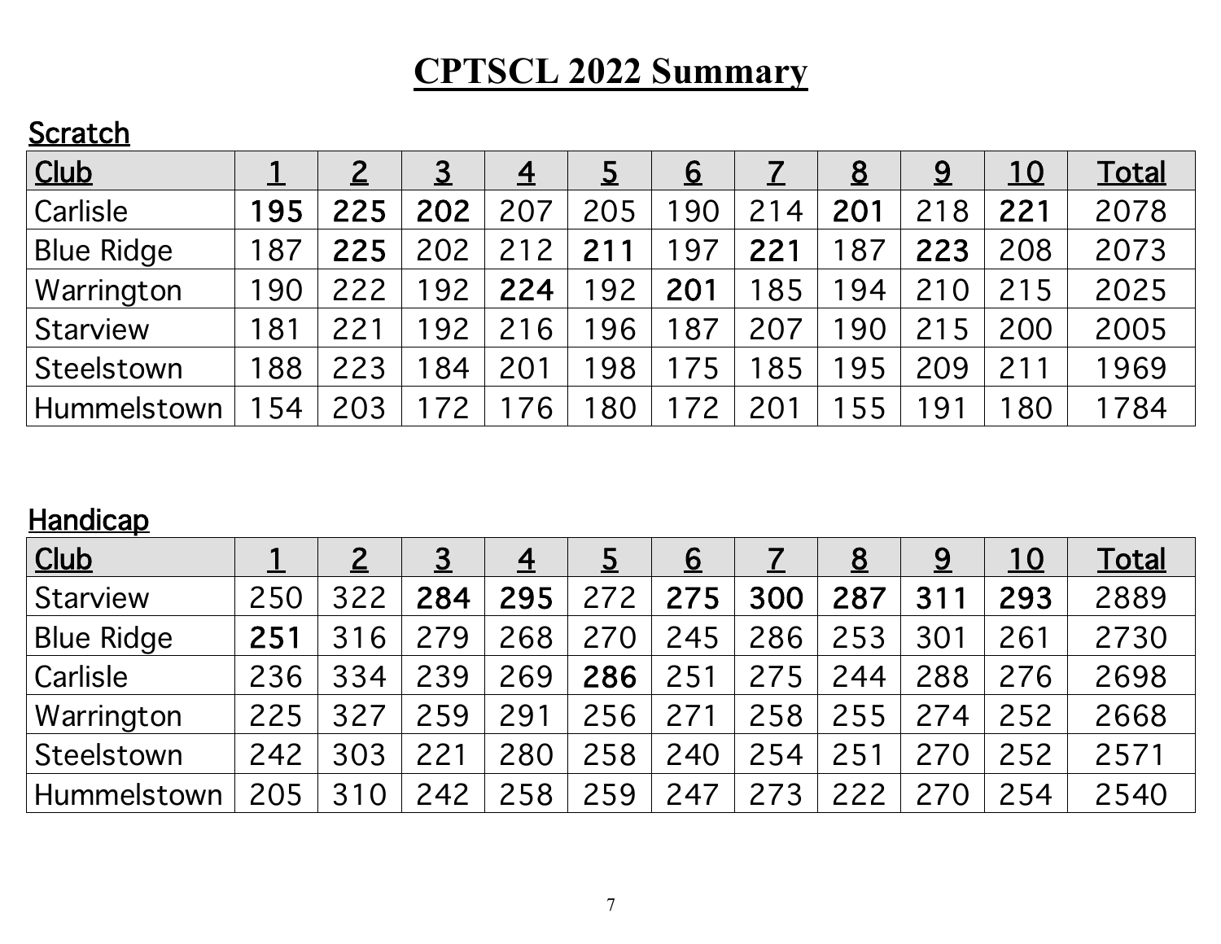# CPTSCL 2022 Summary

**Scratch**

| Club | 1 | 2 | 3 | 4 | 5 | 6 | 7 | 8 | 9 | 10 | Total |
|---|---|---|---|---|---|---|---|---|---|---|---|
| Carlisle | **195** | **225** | **202** | 207 | 205 | 190 | 214 | **201** | 218 | **221** | 2078 |
| Blue Ridge | 187 | **225** | 202 | 212 | **211** | 197 | **221** | 187 | **223** | 208 | 2073 |
| Warrington | 190 | 222 | 192 | **224** | 192 | **201** | 185 | 194 | 210 | 215 | 2025 |
| Starview | 181 | 221 | 192 | 216 | 196 | 187 | 207 | 190 | 215 | 200 | 2005 |
| Steelstown | 188 | 223 | 184 | 201 | 198 | 175 | 185 | 195 | 209 | 211 | 1969 |
| Hummelstown | 154 | 203 | 172 | 176 | 180 | 172 | 201 | 155 | 191 | 180 | 1784 |

**Handicap**

| Club | 1 | 2 | 3 | 4 | 5 | 6 | 7 | 8 | 9 | 10 | Total |
|---|---|---|---|---|---|---|---|---|---|---|---|
| Starview | 250 | 322 | **284** | **295** | 272 | **275** | **300** | **287** | **311** | **293** | 2889 |
| Blue Ridge | **251** | 316 | 279 | 268 | 270 | 245 | 286 | 253 | 301 | 261 | 2730 |
| Carlisle | 236 | 334 | 239 | 269 | **286** | 251 | 275 | 244 | 288 | 276 | 2698 |
| Warrington | 225 | 327 | 259 | 291 | 256 | 271 | 258 | 255 | 274 | 252 | 2668 |
| Steelstown | 242 | 303 | 221 | 280 | 258 | 240 | 254 | 251 | 270 | 252 | 2571 |
| Hummelstown | 205 | 310 | 242 | 258 | 259 | 247 | 273 | 222 | 270 | 254 | 2540 |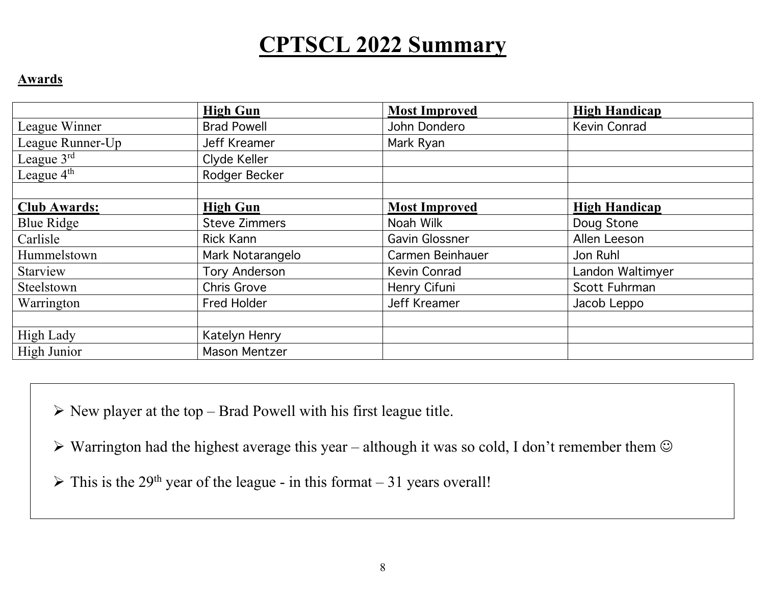# CPTSCL 2022 Summary

**Awards**

| | **High Gun** | **Most Improved** | **High Handicap** |
|---|---|---|---|
| League Winner | Brad Powell | John Dondero | Kevin Conrad |
| League Runner-Up | Jeff Kreamer | Mark Ryan | |
| League 3rd | Clyde Keller | | |
| League 4th | Rodger Becker | | |
| | | | |
| **Club Awards:** | **High Gun** | **Most Improved** | **High Handicap** |
| Blue Ridge | Steve Zimmers | Noah Wilk | Doug Stone |
| Carlisle | Rick Kann | Gavin Glossner | Allen Leeson |
| Hummelstown | Mark Notarangelo | Carmen Beinhauer | Jon Ruhl |
| Starview | Tory Anderson | Kevin Conrad | Landon Waltimyer |
| Steelstown | Chris Grove | Henry Cifuni | Scott Fuhrman |
| Warrington | Fred Holder | Jeff Kreamer | Jacob Leppo |
| | | | |
| High Lady | Katelyn Henry | | |
| High Junior | Mason Mentzer | | |

- New player at the top – Brad Powell with his first league title.
- Warrington had the highest average this year – although it was so cold, I don't remember them ☺
- This is the 29th year of the league - in this format – 31 years overall!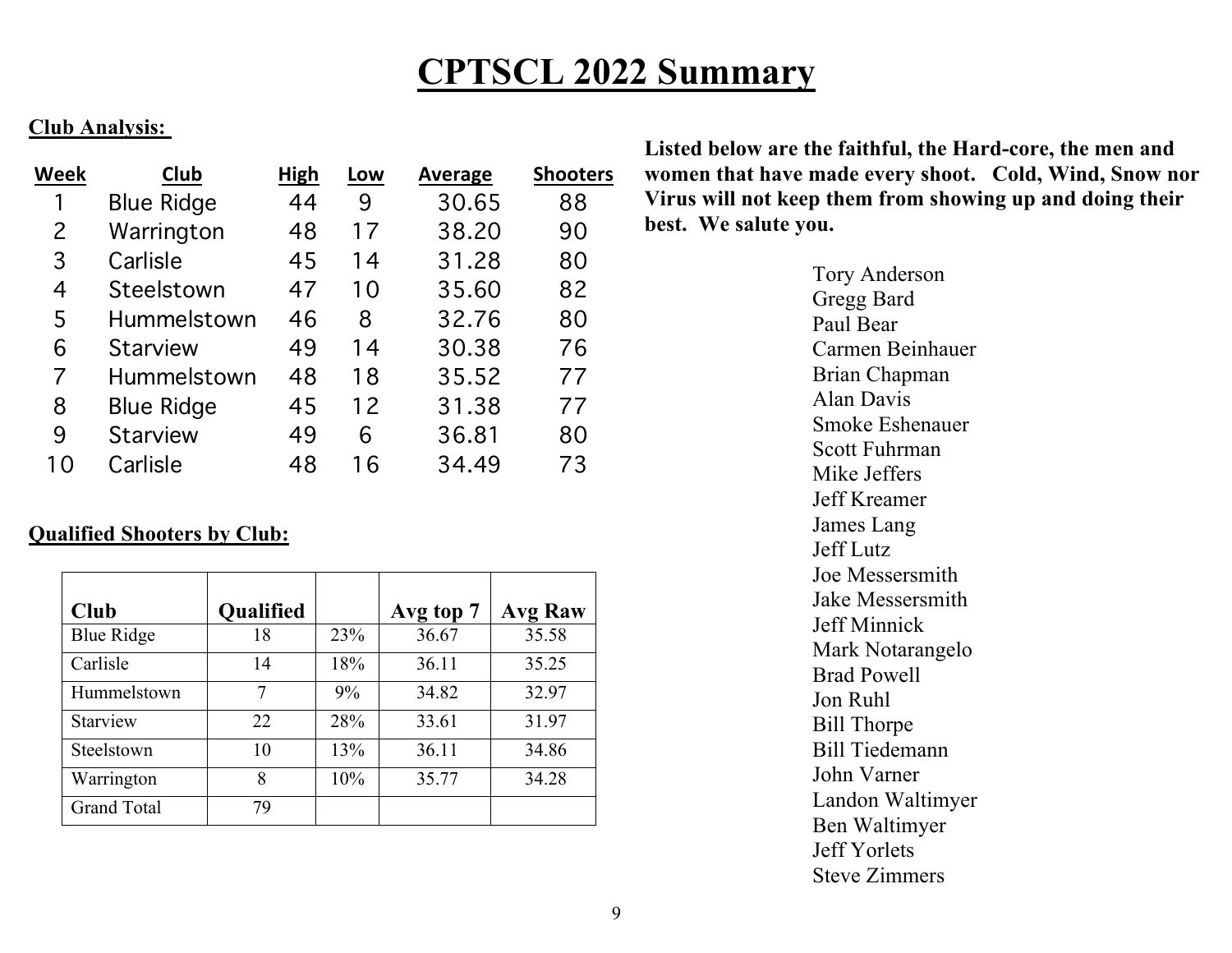# CPTSCL 2022 Summary

**Club Analysis:**

| Week | Club | High | Low | Average | Shooters |
|---|---|---|---|---|---|
| 1 | Blue Ridge | 44 | 9 | 30.65 | 88 |
| 2 | Warrington | 48 | 17 | 38.20 | 90 |
| 3 | Carlisle | 45 | 14 | 31.28 | 80 |
| 4 | Steelstown | 47 | 10 | 35.60 | 82 |
| 5 | Hummelstown | 46 | 8 | 32.76 | 80 |
| 6 | Starview | 49 | 14 | 30.38 | 76 |
| 7 | Hummelstown | 48 | 18 | 35.52 | 77 |
| 8 | Blue Ridge | 45 | 12 | 31.38 | 77 |
| 9 | Starview | 49 | 6 | 36.81 | 80 |
| 10 | Carlisle | 48 | 16 | 34.49 | 73 |

**Qualified Shooters by Club:**

| Club | Qualified | | Avg top 7 | Avg Raw |
|---|---|---|---|---|
| Blue Ridge | 18 | 23% | 36.67 | 35.58 |
| Carlisle | 14 | 18% | 36.11 | 35.25 |
| Hummelstown | 7 | 9% | 34.82 | 32.97 |
| Starview | 22 | 28% | 33.61 | 31.97 |
| Steelstown | 10 | 13% | 36.11 | 34.86 |
| Warrington | 8 | 10% | 35.77 | 34.28 |
| Grand Total | 79 | | | |

**Listed below are the faithful, the Hard-core, the men and women that have made every shoot. Cold, Wind, Snow nor Virus will not keep them from showing up and doing their best. We salute you.**

Tory Anderson
Gregg Bard
Paul Bear
Carmen Beinhauer
Brian Chapman
Alan Davis
Smoke Eshenauer
Scott Fuhrman
Mike Jeffers
Jeff Kreamer
James Lang
Jeff Lutz
Joe Messersmith
Jake Messersmith
Jeff Minnick
Mark Notarangelo
Brad Powell
Jon Ruhl
Bill Thorpe
Bill Tiedemann
John Varner
Landon Waltimyer
Ben Waltimyer
Jeff Yorlets
Steve Zimmers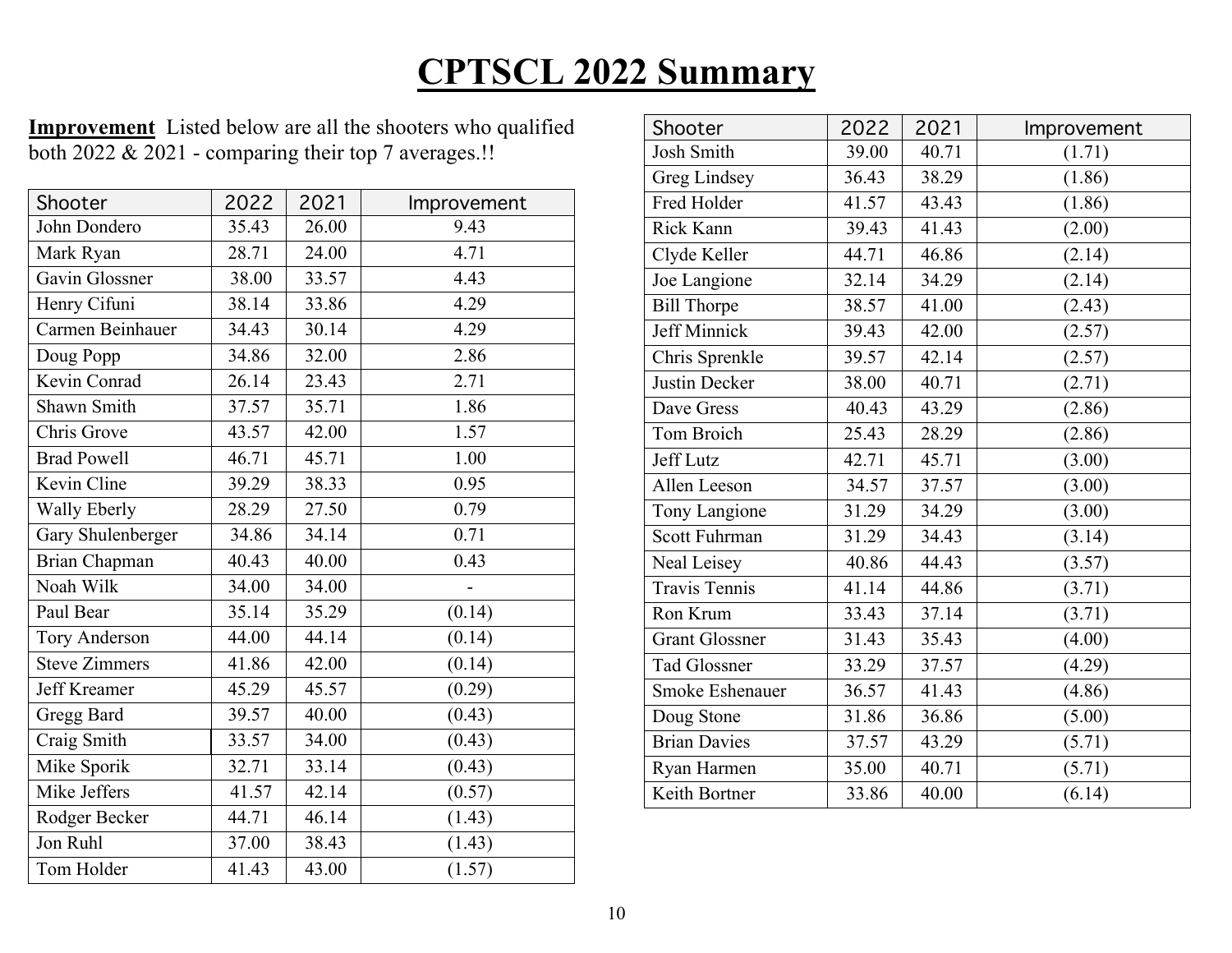# CPTSCL 2022 Summary

**Improvement** Listed below are all the shooters who qualified both 2022 & 2021 - comparing their top 7 averages.!!

| Shooter | 2022 | 2021 | Improvement |
|---|---|---|---|
| John Dondero | 35.43 | 26.00 | 9.43 |
| Mark Ryan | 28.71 | 24.00 | 4.71 |
| Gavin Glossner | 38.00 | 33.57 | 4.43 |
| Henry Cifuni | 38.14 | 33.86 | 4.29 |
| Carmen Beinhauer | 34.43 | 30.14 | 4.29 |
| Doug Popp | 34.86 | 32.00 | 2.86 |
| Kevin Conrad | 26.14 | 23.43 | 2.71 |
| Shawn Smith | 37.57 | 35.71 | 1.86 |
| Chris Grove | 43.57 | 42.00 | 1.57 |
| Brad Powell | 46.71 | 45.71 | 1.00 |
| Kevin Cline | 39.29 | 38.33 | 0.95 |
| Wally Eberly | 28.29 | 27.50 | 0.79 |
| Gary Shulenberger | 34.86 | 34.14 | 0.71 |
| Brian Chapman | 40.43 | 40.00 | 0.43 |
| Noah Wilk | 34.00 | 34.00 | - |
| Paul Bear | 35.14 | 35.29 | (0.14) |
| Tory Anderson | 44.00 | 44.14 | (0.14) |
| Steve Zimmers | 41.86 | 42.00 | (0.14) |
| Jeff Kreamer | 45.29 | 45.57 | (0.29) |
| Gregg Bard | 39.57 | 40.00 | (0.43) |
| Craig Smith | 33.57 | 34.00 | (0.43) |
| Mike Sporik | 32.71 | 33.14 | (0.43) |
| Mike Jeffers | 41.57 | 42.14 | (0.57) |
| Rodger Becker | 44.71 | 46.14 | (1.43) |
| Jon Ruhl | 37.00 | 38.43 | (1.43) |
| Tom Holder | 41.43 | 43.00 | (1.57) |
| Josh Smith | 39.00 | 40.71 | (1.71) |
| Greg Lindsey | 36.43 | 38.29 | (1.86) |
| Fred Holder | 41.57 | 43.43 | (1.86) |
| Rick Kann | 39.43 | 41.43 | (2.00) |
| Clyde Keller | 44.71 | 46.86 | (2.14) |
| Joe Langione | 32.14 | 34.29 | (2.14) |
| Bill Thorpe | 38.57 | 41.00 | (2.43) |
| Jeff Minnick | 39.43 | 42.00 | (2.57) |
| Chris Sprenkle | 39.57 | 42.14 | (2.57) |
| Justin Decker | 38.00 | 40.71 | (2.71) |
| Dave Gress | 40.43 | 43.29 | (2.86) |
| Tom Broich | 25.43 | 28.29 | (2.86) |
| Jeff Lutz | 42.71 | 45.71 | (3.00) |
| Allen Leeson | 34.57 | 37.57 | (3.00) |
| Tony Langione | 31.29 | 34.29 | (3.00) |
| Scott Fuhrman | 31.29 | 34.43 | (3.14) |
| Neal Leisey | 40.86 | 44.43 | (3.57) |
| Travis Tennis | 41.14 | 44.86 | (3.71) |
| Ron Krum | 33.43 | 37.14 | (3.71) |
| Grant Glossner | 31.43 | 35.43 | (4.00) |
| Tad Glossner | 33.29 | 37.57 | (4.29) |
| Smoke Eshenauer | 36.57 | 41.43 | (4.86) |
| Doug Stone | 31.86 | 36.86 | (5.00) |
| Brian Davies | 37.57 | 43.29 | (5.71) |
| Ryan Harmen | 35.00 | 40.71 | (5.71) |
| Keith Bortner | 33.86 | 40.00 | (6.14) |